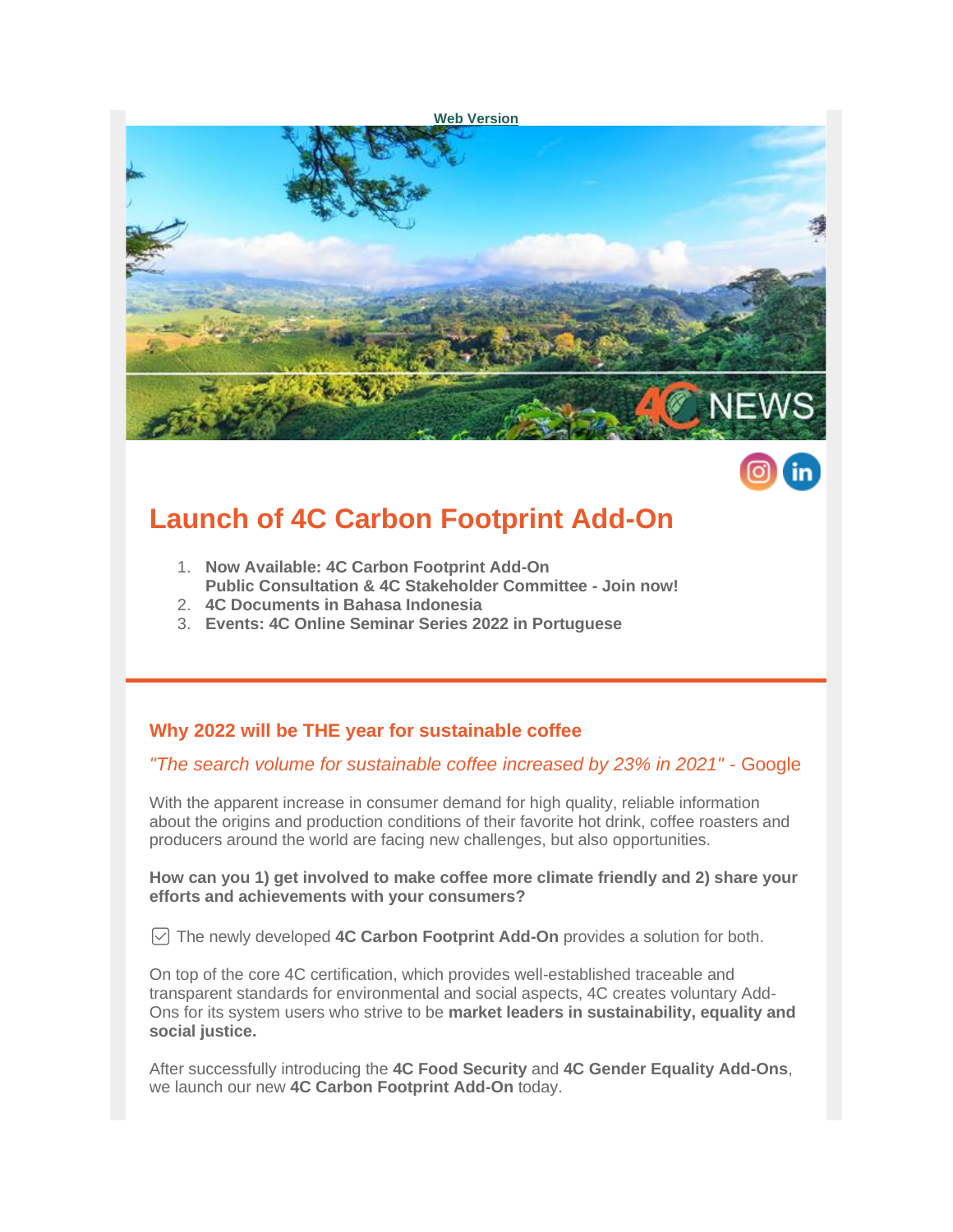Web Version

# Launch of 4C Carbon Footprint Add-On

1. **Now Available: 4C Carbon Footprint Add-On**
   **Public Consultation & 4C Stakeholder Committee - Join now!**
2. **4C Documents in Bahasa Indonesia**
3. **Events: 4C Online Seminar Series 2022 in Portuguese**

---

## Why 2022 will be THE year for sustainable coffee

*"The search volume for sustainable coffee increased by 23% in 2021"* - Google

With the apparent increase in consumer demand for high quality, reliable information about the origins and production conditions of their favorite hot drink, coffee roasters and producers around the world are facing new challenges, but also opportunities.

**How can you 1) get involved to make coffee more climate friendly and 2) share your efforts and achievements with your consumers?**

☑ The newly developed **4C Carbon Footprint Add-On** provides a solution for both.

On top of the core 4C certification, which provides well-established traceable and transparent standards for environmental and social aspects, 4C creates voluntary Add-Ons for its system users who strive to be **market leaders in sustainability, equality and social justice.**

After successfully introducing the **4C Food Security** and **4C Gender Equality Add-Ons**, we launch our new **4C Carbon Footprint Add-On** today.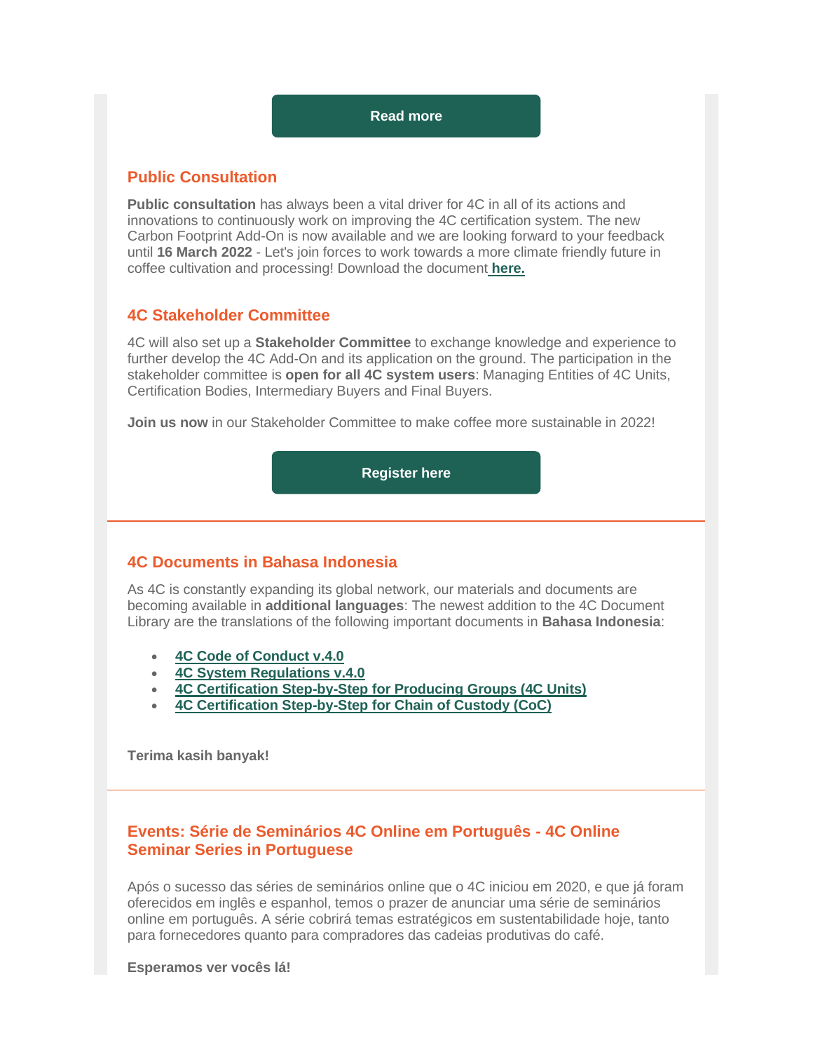Read more

## Public Consultation

**Public consultation** has always been a vital driver for 4C in all of its actions and innovations to continuously work on improving the 4C certification system. The new Carbon Footprint Add-On is now available and we are looking forward to your feedback until **16 March 2022** - Let's join forces to work towards a more climate friendly future in coffee cultivation and processing! Download the document **here.**

## 4C Stakeholder Committee

4C will also set up a **Stakeholder Committee** to exchange knowledge and experience to further develop the 4C Add-On and its application on the ground. The participation in the stakeholder committee is **open for all 4C system users**: Managing Entities of 4C Units, Certification Bodies, Intermediary Buyers and Final Buyers.

**Join us now** in our Stakeholder Committee to make coffee more sustainable in 2022!

Register here

## 4C Documents in Bahasa Indonesia

As 4C is constantly expanding its global network, our materials and documents are becoming available in **additional languages**: The newest addition to the 4C Document Library are the translations of the following important documents in **Bahasa Indonesia**:

- **4C Code of Conduct v.4.0**
- **4C System Regulations v.4.0**
- **4C Certification Step-by-Step for Producing Groups (4C Units)**
- **4C Certification Step-by-Step for Chain of Custody (CoC)**

**Terima kasih banyak!**

## Events: Série de Seminários 4C Online em Português - 4C Online Seminar Series in Portuguese

Após o sucesso das séries de seminários online que o 4C iniciou em 2020, e que já foram oferecidos em inglês e espanhol, temos o prazer de anunciar uma série de seminários online em português. A série cobrirá temas estratégicos em sustentabilidade hoje, tanto para fornecedores quanto para compradores das cadeias produtivas do café.

**Esperamos ver vocês lá!**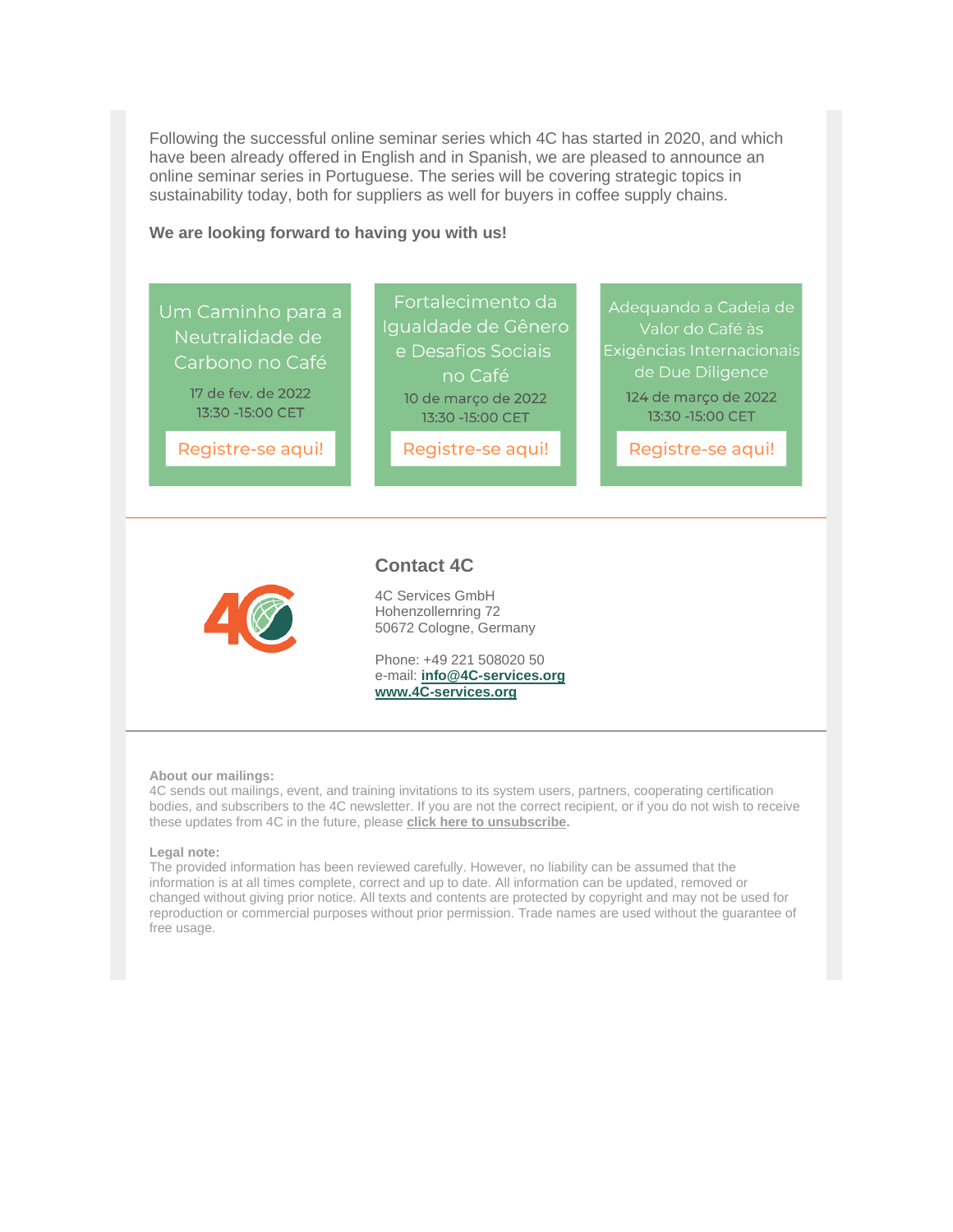Following the successful online seminar series which 4C has started in 2020, and which have been already offered in English and in Spanish, we are pleased to announce an online seminar series in Portuguese. The series will be covering strategic topics in sustainability today, both for suppliers as well for buyers in coffee supply chains.

**We are looking forward to having you with us!**

Um Caminho para a Neutralidade de Carbono no Café

17 de fev. de 2022
13:30 -15:00 CET

Registre-se aqui!

Fortalecimento da Igualdade de Gênero e Desafios Sociais no Café

10 de março de 2022
13:30 -15:00 CET

Registre-se aqui!

Adequando a Cadeia de Valor do Café às Exigências Internacionais de Due Diligence

124 de março de 2022
13:30 -15:00 CET

Registre-se aqui!

---

## Contact 4C

4C Services GmbH
Hohenzollernring 72
50672 Cologne, Germany

Phone: +49 221 508020 50
e-mail: **info@4C-services.org**
**www.4C-services.org**

---

**About our mailings:**
4C sends out mailings, event, and training invitations to its system users, partners, cooperating certification bodies, and subscribers to the 4C newsletter. If you are not the correct recipient, or if you do not wish to receive these updates from 4C in the future, please **click here to unsubscribe**.

**Legal note:**
The provided information has been reviewed carefully. However, no liability can be assumed that the information is at all times complete, correct and up to date. All information can be updated, removed or changed without giving prior notice. All texts and contents are protected by copyright and may not be used for reproduction or commercial purposes without prior permission. Trade names are used without the guarantee of free usage.